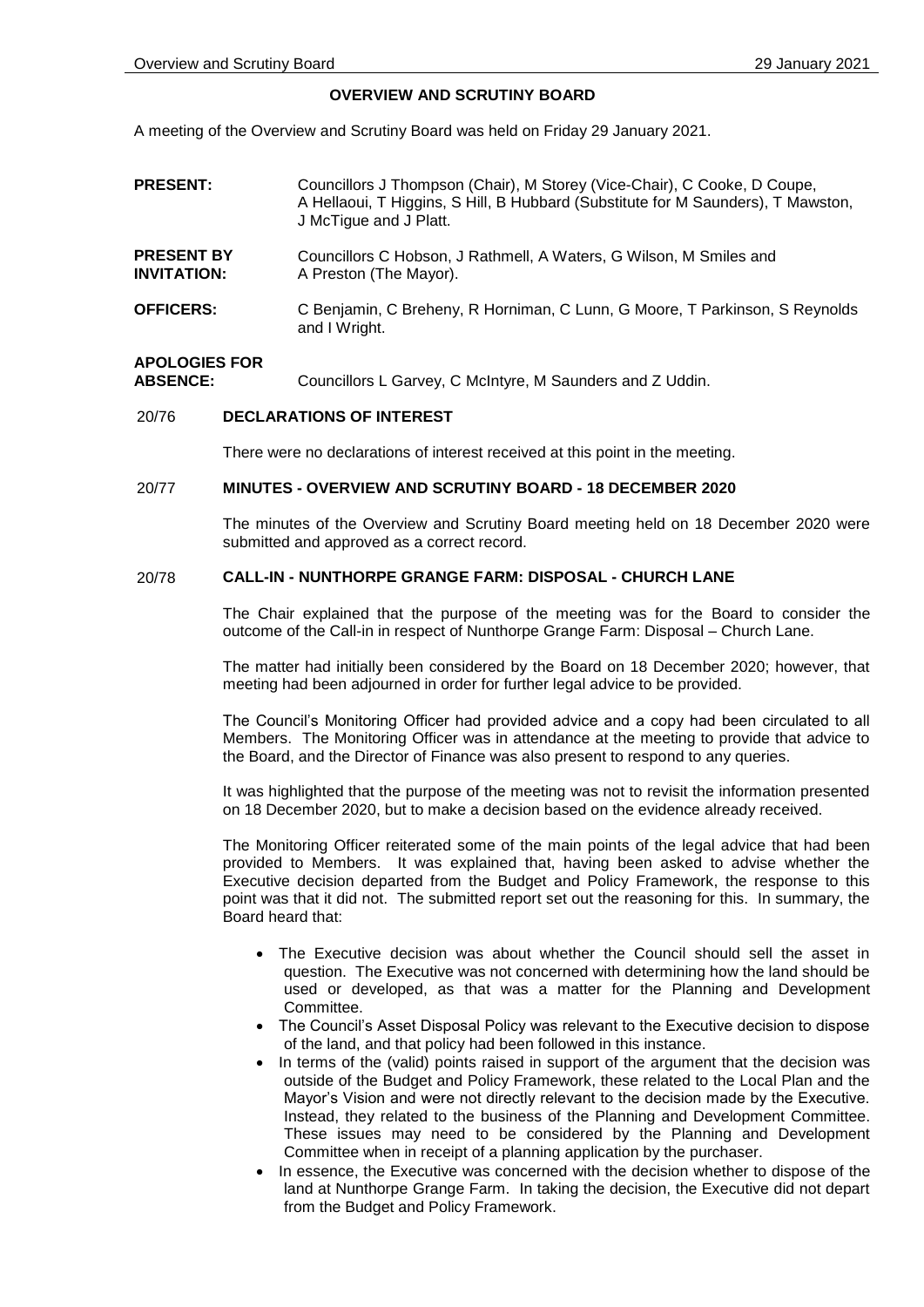# OVERVIEW AND SCRUTINY BOARD

A meeting of the Overview and Scrutiny Board was held on Friday 29 January 2021.

**PRESENT:** Councillors J Thompson (Chair), M Storey (Vice-Chair), C Cooke, D Coupe, A Hellaoui, T Higgins, S Hill, B Hubbard (Substitute for M Saunders), T Mawston, J McTigue and J Platt.

**PRESENT BY INVITATION:** Councillors C Hobson, J Rathmell, A Waters, G Wilson, M Smiles and A Preston (The Mayor).

**OFFICERS:** C Benjamin, C Breheny, R Horniman, C Lunn, G Moore, T Parkinson, S Reynolds and I Wright.

**APOLOGIES FOR ABSENCE:** Councillors L Garvey, C McIntyre, M Saunders and Z Uddin.

## 20/76 DECLARATIONS OF INTEREST

There were no declarations of interest received at this point in the meeting.

## 20/77 MINUTES - OVERVIEW AND SCRUTINY BOARD - 18 DECEMBER 2020

The minutes of the Overview and Scrutiny Board meeting held on 18 December 2020 were submitted and approved as a correct record.

## 20/78 CALL-IN - NUNTHORPE GRANGE FARM: DISPOSAL - CHURCH LANE

The Chair explained that the purpose of the meeting was for the Board to consider the outcome of the Call-in in respect of Nunthorpe Grange Farm: Disposal – Church Lane.

The matter had initially been considered by the Board on 18 December 2020; however, that meeting had been adjourned in order for further legal advice to be provided.

The Council's Monitoring Officer had provided advice and a copy had been circulated to all Members. The Monitoring Officer was in attendance at the meeting to provide that advice to the Board, and the Director of Finance was also present to respond to any queries.

It was highlighted that the purpose of the meeting was not to revisit the information presented on 18 December 2020, but to make a decision based on the evidence already received.

The Monitoring Officer reiterated some of the main points of the legal advice that had been provided to Members. It was explained that, having been asked to advise whether the Executive decision departed from the Budget and Policy Framework, the response to this point was that it did not. The submitted report set out the reasoning for this. In summary, the Board heard that:

- The Executive decision was about whether the Council should sell the asset in question. The Executive was not concerned with determining how the land should be used or developed, as that was a matter for the Planning and Development Committee.
- The Council's Asset Disposal Policy was relevant to the Executive decision to dispose of the land, and that policy had been followed in this instance.
- In terms of the (valid) points raised in support of the argument that the decision was outside of the Budget and Policy Framework, these related to the Local Plan and the Mayor's Vision and were not directly relevant to the decision made by the Executive. Instead, they related to the business of the Planning and Development Committee. These issues may need to be considered by the Planning and Development Committee when in receipt of a planning application by the purchaser.
- In essence, the Executive was concerned with the decision whether to dispose of the land at Nunthorpe Grange Farm. In taking the decision, the Executive did not depart from the Budget and Policy Framework.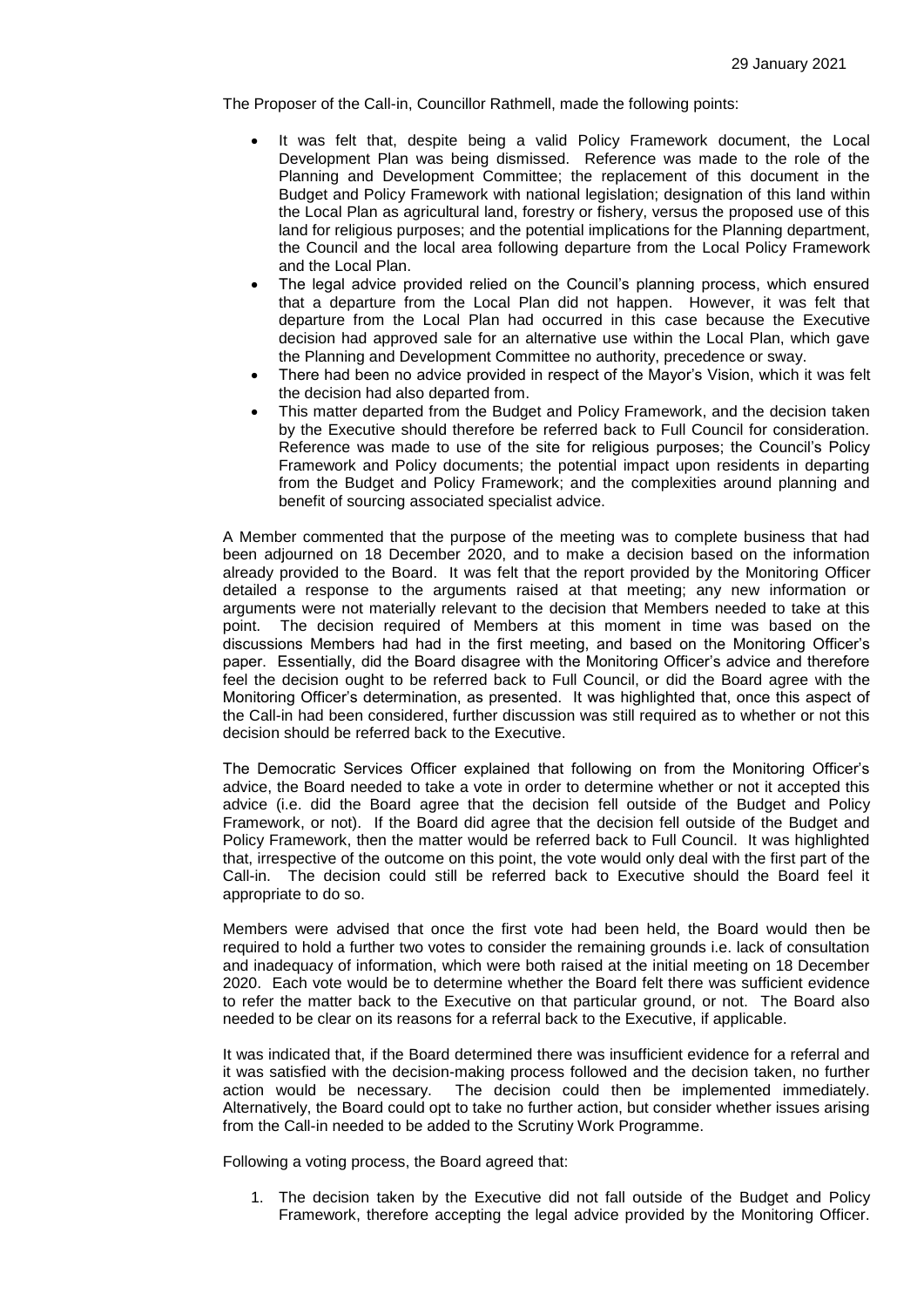The Proposer of the Call-in, Councillor Rathmell, made the following points:

- It was felt that, despite being a valid Policy Framework document, the Local Development Plan was being dismissed. Reference was made to the role of the Planning and Development Committee; the replacement of this document in the Budget and Policy Framework with national legislation; designation of this land within the Local Plan as agricultural land, forestry or fishery, versus the proposed use of this land for religious purposes; and the potential implications for the Planning department, the Council and the local area following departure from the Local Policy Framework and the Local Plan.
- The legal advice provided relied on the Council's planning process, which ensured that a departure from the Local Plan did not happen. However, it was felt that departure from the Local Plan had occurred in this case because the Executive decision had approved sale for an alternative use within the Local Plan, which gave the Planning and Development Committee no authority, precedence or sway.
- There had been no advice provided in respect of the Mayor's Vision, which it was felt the decision had also departed from.
- This matter departed from the Budget and Policy Framework, and the decision taken by the Executive should therefore be referred back to Full Council for consideration. Reference was made to use of the site for religious purposes; the Council's Policy Framework and Policy documents; the potential impact upon residents in departing from the Budget and Policy Framework; and the complexities around planning and benefit of sourcing associated specialist advice.

A Member commented that the purpose of the meeting was to complete business that had been adjourned on 18 December 2020, and to make a decision based on the information already provided to the Board. It was felt that the report provided by the Monitoring Officer detailed a response to the arguments raised at that meeting; any new information or arguments were not materially relevant to the decision that Members needed to take at this point. The decision required of Members at this moment in time was based on the discussions Members had had in the first meeting, and based on the Monitoring Officer's paper. Essentially, did the Board disagree with the Monitoring Officer's advice and therefore feel the decision ought to be referred back to Full Council, or did the Board agree with the Monitoring Officer's determination, as presented. It was highlighted that, once this aspect of the Call-in had been considered, further discussion was still required as to whether or not this decision should be referred back to the Executive.

The Democratic Services Officer explained that following on from the Monitoring Officer's advice, the Board needed to take a vote in order to determine whether or not it accepted this advice (i.e. did the Board agree that the decision fell outside of the Budget and Policy Framework, or not). If the Board did agree that the decision fell outside of the Budget and Policy Framework, then the matter would be referred back to Full Council. It was highlighted that, irrespective of the outcome on this point, the vote would only deal with the first part of the Call-in. The decision could still be referred back to Executive should the Board feel it appropriate to do so.

Members were advised that once the first vote had been held, the Board would then be required to hold a further two votes to consider the remaining grounds i.e. lack of consultation and inadequacy of information, which were both raised at the initial meeting on 18 December 2020. Each vote would be to determine whether the Board felt there was sufficient evidence to refer the matter back to the Executive on that particular ground, or not. The Board also needed to be clear on its reasons for a referral back to the Executive, if applicable.

It was indicated that, if the Board determined there was insufficient evidence for a referral and it was satisfied with the decision-making process followed and the decision taken, no further action would be necessary. The decision could then be implemented immediately. Alternatively, the Board could opt to take no further action, but consider whether issues arising from the Call-in needed to be added to the Scrutiny Work Programme.

Following a voting process, the Board agreed that:

1. The decision taken by the Executive did not fall outside of the Budget and Policy Framework, therefore accepting the legal advice provided by the Monitoring Officer.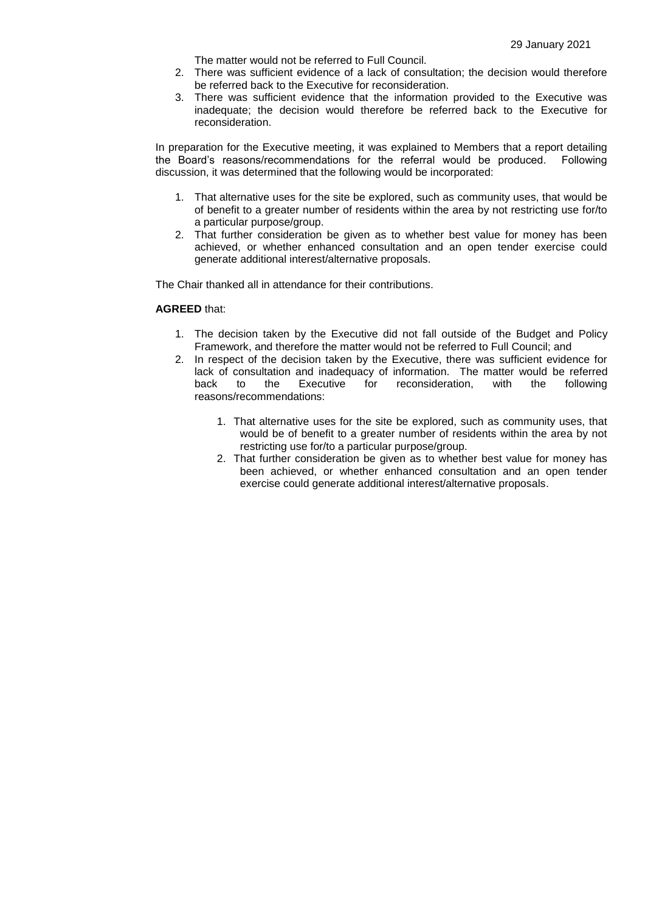The matter would not be referred to Full Council.

2. There was sufficient evidence of a lack of consultation; the decision would therefore be referred back to the Executive for reconsideration.
3. There was sufficient evidence that the information provided to the Executive was inadequate; the decision would therefore be referred back to the Executive for reconsideration.

In preparation for the Executive meeting, it was explained to Members that a report detailing the Board's reasons/recommendations for the referral would be produced. Following discussion, it was determined that the following would be incorporated:

1. That alternative uses for the site be explored, such as community uses, that would be of benefit to a greater number of residents within the area by not restricting use for/to a particular purpose/group.
2. That further consideration be given as to whether best value for money has been achieved, or whether enhanced consultation and an open tender exercise could generate additional interest/alternative proposals.

The Chair thanked all in attendance for their contributions.

**AGREED** that:

1. The decision taken by the Executive did not fall outside of the Budget and Policy Framework, and therefore the matter would not be referred to Full Council; and
2. In respect of the decision taken by the Executive, there was sufficient evidence for lack of consultation and inadequacy of information. The matter would be referred back to the Executive for reconsideration, with the following reasons/recommendations:

    1. That alternative uses for the site be explored, such as community uses, that would be of benefit to a greater number of residents within the area by not restricting use for/to a particular purpose/group.
    2. That further consideration be given as to whether best value for money has been achieved, or whether enhanced consultation and an open tender exercise could generate additional interest/alternative proposals.